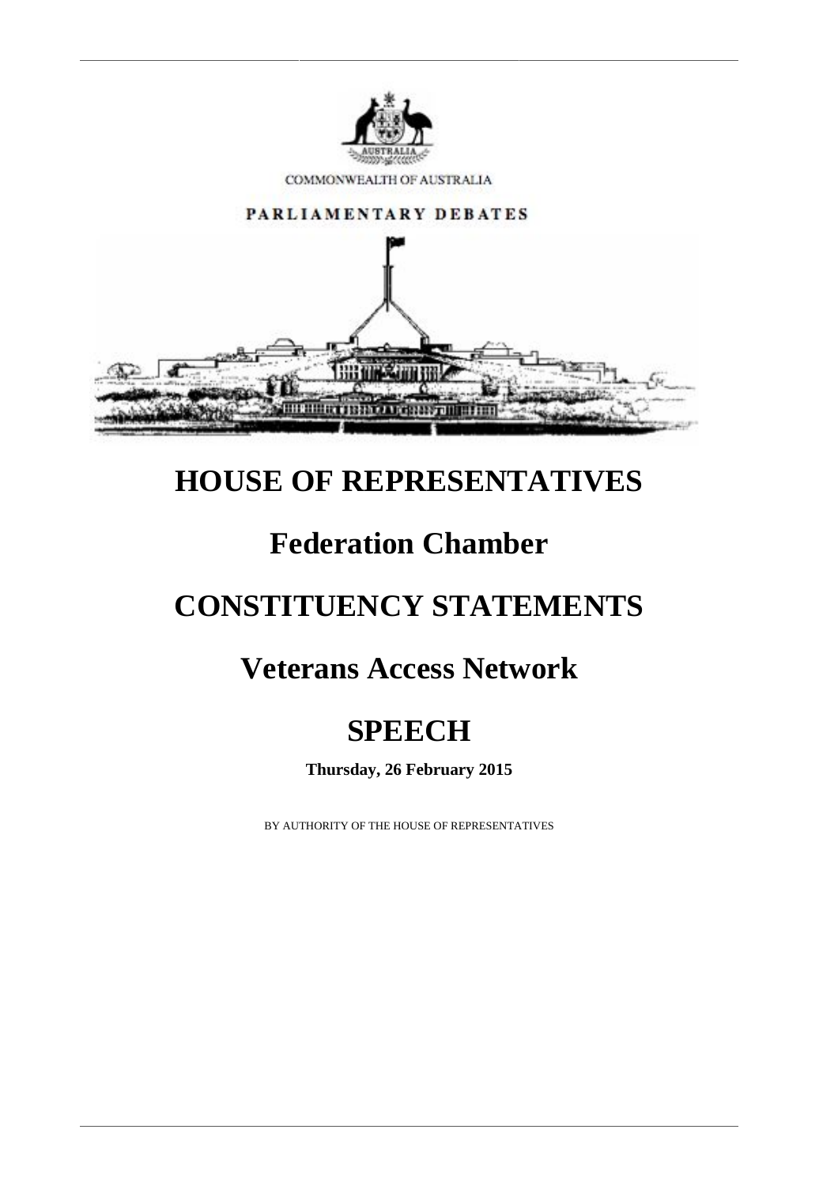COMMONWEALTH OF AUSTRALIA

PARLIAMENTARY DEBATES

# HOUSE OF REPRESENTATIVES

# Federation Chamber

# CONSTITUENCY STATEMENTS

# Veterans Access Network

# SPEECH

**Thursday, 26 February 2015**

BY AUTHORITY OF THE HOUSE OF REPRESENTATIVES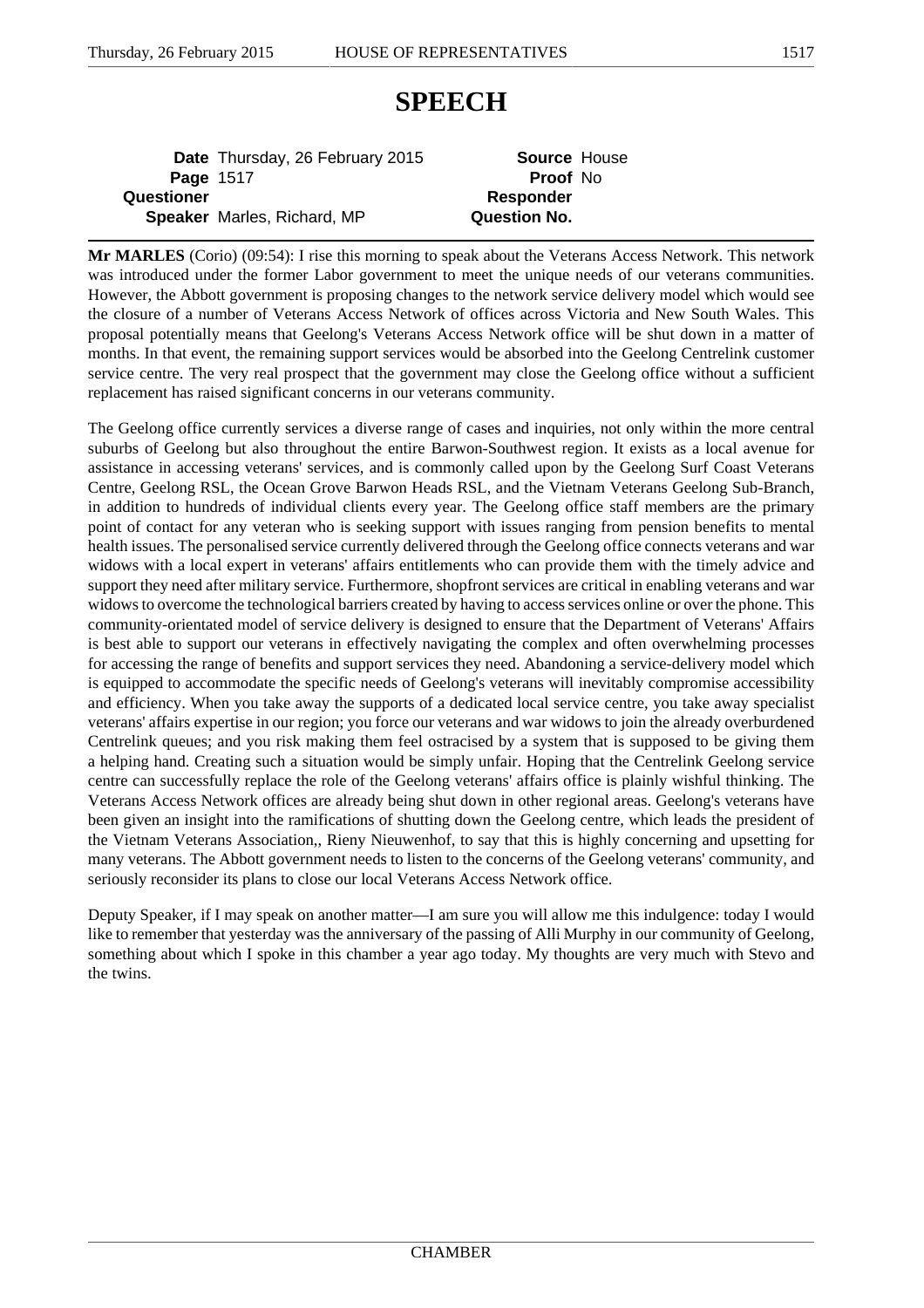# SPEECH

| | | | |
|---|---|---|---|
| **Date** | Thursday, 26 February 2015 | **Source** | House |
| **Page** | 1517 | **Proof** | No |
| **Questioner** | | **Responder** | |
| **Speaker** | Marles, Richard, MP | **Question No.** | |

**Mr MARLES** (Corio) (09:54): I rise this morning to speak about the Veterans Access Network. This network was introduced under the former Labor government to meet the unique needs of our veterans communities. However, the Abbott government is proposing changes to the network service delivery model which would see the closure of a number of Veterans Access Network of offices across Victoria and New South Wales. This proposal potentially means that Geelong's Veterans Access Network office will be shut down in a matter of months. In that event, the remaining support services would be absorbed into the Geelong Centrelink customer service centre. The very real prospect that the government may close the Geelong office without a sufficient replacement has raised significant concerns in our veterans community.

The Geelong office currently services a diverse range of cases and inquiries, not only within the more central suburbs of Geelong but also throughout the entire Barwon-Southwest region. It exists as a local avenue for assistance in accessing veterans' services, and is commonly called upon by the Geelong Surf Coast Veterans Centre, Geelong RSL, the Ocean Grove Barwon Heads RSL, and the Vietnam Veterans Geelong Sub-Branch, in addition to hundreds of individual clients every year. The Geelong office staff members are the primary point of contact for any veteran who is seeking support with issues ranging from pension benefits to mental health issues. The personalised service currently delivered through the Geelong office connects veterans and war widows with a local expert in veterans' affairs entitlements who can provide them with the timely advice and support they need after military service. Furthermore, shopfront services are critical in enabling veterans and war widows to overcome the technological barriers created by having to access services online or over the phone. This community-orientated model of service delivery is designed to ensure that the Department of Veterans' Affairs is best able to support our veterans in effectively navigating the complex and often overwhelming processes for accessing the range of benefits and support services they need. Abandoning a service-delivery model which is equipped to accommodate the specific needs of Geelong's veterans will inevitably compromise accessibility and efficiency. When you take away the supports of a dedicated local service centre, you take away specialist veterans' affairs expertise in our region; you force our veterans and war widows to join the already overburdened Centrelink queues; and you risk making them feel ostracised by a system that is supposed to be giving them a helping hand. Creating such a situation would be simply unfair. Hoping that the Centrelink Geelong service centre can successfully replace the role of the Geelong veterans' affairs office is plainly wishful thinking. The Veterans Access Network offices are already being shut down in other regional areas. Geelong's veterans have been given an insight into the ramifications of shutting down the Geelong centre, which leads the president of the Vietnam Veterans Association,, Rieny Nieuwenhof, to say that this is highly concerning and upsetting for many veterans. The Abbott government needs to listen to the concerns of the Geelong veterans' community, and seriously reconsider its plans to close our local Veterans Access Network office.

Deputy Speaker, if I may speak on another matter—I am sure you will allow me this indulgence: today I would like to remember that yesterday was the anniversary of the passing of Alli Murphy in our community of Geelong, something about which I spoke in this chamber a year ago today. My thoughts are very much with Stevo and the twins.